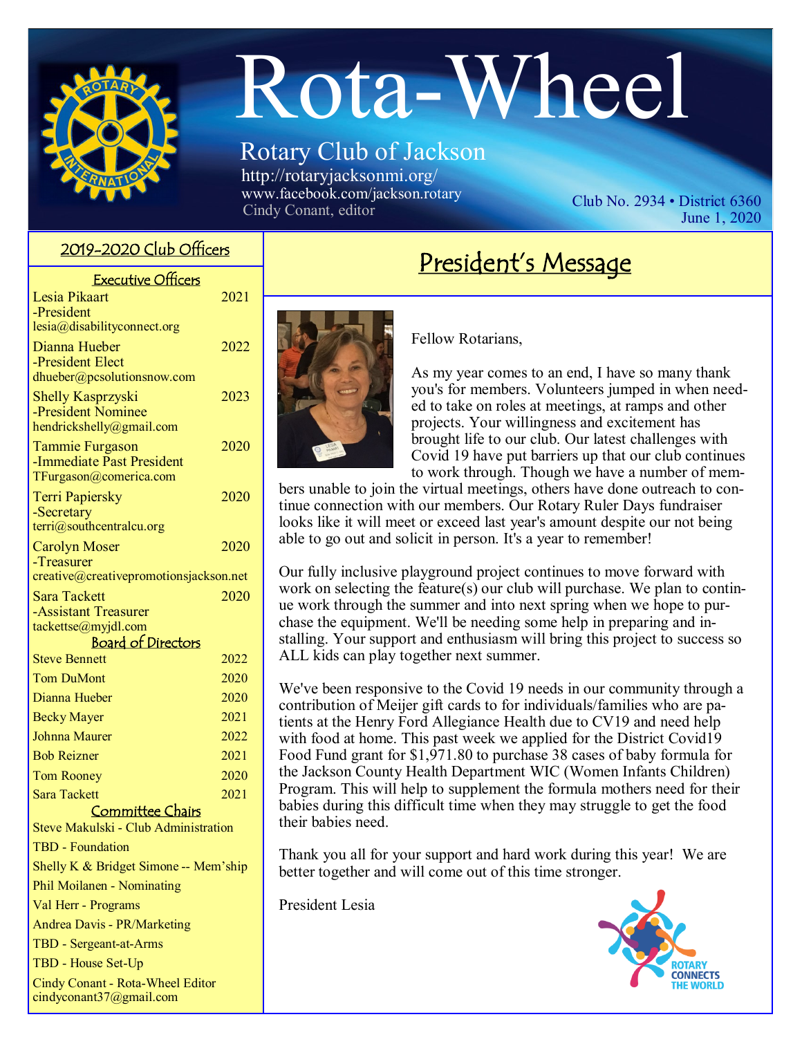# Rota-Wheel

## Rotary Club of Jackson

http://rotaryjacksonmi.org/
www.facebook.com/jackson.rotary
Cindy Conant, editor

Club No. 2934 • District 6360
June 1, 2020

## 2019-2020 Club Officers

### Executive Officers

| Name / Role | Term |
|---|---|
| Lesia Pikaart -President lesia@disabilityconnect.org | 2021 |
| Dianna Hueber -President Elect dhueber@pcsolutionsnow.com | 2022 |
| Shelly Kasprzyski -President Nominee hendrickshelly@gmail.com | 2023 |
| Tammie Furgason -Immediate Past President TFurgason@comerica.com | 2020 |
| Terri Papiersky -Secretary terri@southcentralcu.org | 2020 |
| Carolyn Moser -Treasurer creative@creativepromotionsjackson.net | 2020 |
| Sara Tackett -Assistant Treasurer tackettse@myjdl.com | 2020 |

### Board of Directors

| Name | Term |
|---|---|
| Steve Bennett | 2022 |
| Tom DuMont | 2020 |
| Dianna Hueber | 2020 |
| Becky Mayer | 2021 |
| Johnna Maurer | 2022 |
| Bob Reizner | 2021 |
| Tom Rooney | 2020 |
| Sara Tackett | 2021 |

### Committee Chairs

Steve Makulski - Club Administration
TBD - Foundation
Shelly K & Bridget Simone -- Mem'ship
Phil Moilanen - Nominating
Val Herr - Programs
Andrea Davis - PR/Marketing
TBD - Sergeant-at-Arms
TBD - House Set-Up
Cindy Conant - Rota-Wheel Editor
cindyconant37@gmail.com

## President's Message

Fellow Rotarians,

As my year comes to an end, I have so many thank you's for members. Volunteers jumped in when needed to take on roles at meetings, at ramps and other projects. Your willingness and excitement has brought life to our club. Our latest challenges with Covid 19 have put barriers up that our club continues to work through. Though we have a number of members unable to join the virtual meetings, others have done outreach to continue connection with our members. Our Rotary Ruler Days fundraiser looks like it will meet or exceed last year's amount despite our not being able to go out and solicit in person. It's a year to remember!

Our fully inclusive playground project continues to move forward with work on selecting the feature(s) our club will purchase. We plan to continue work through the summer and into next spring when we hope to purchase the equipment. We'll be needing some help in preparing and installing. Your support and enthusiasm will bring this project to success so ALL kids can play together next summer.

We've been responsive to the Covid 19 needs in our community through a contribution of Meijer gift cards to for individuals/families who are patients at the Henry Ford Allegiance Health due to CV19 and need help with food at home. This past week we applied for the District Covid19 Food Fund grant for $1,971.80 to purchase 38 cases of baby formula for the Jackson County Health Department WIC (Women Infants Children) Program. This will help to supplement the formula mothers need for their babies during this difficult time when they may struggle to get the food their babies need.

Thank you all for your support and hard work during this year! We are better together and will come out of this time stronger.

President Lesia

ROTARY CONNECTS THE WORLD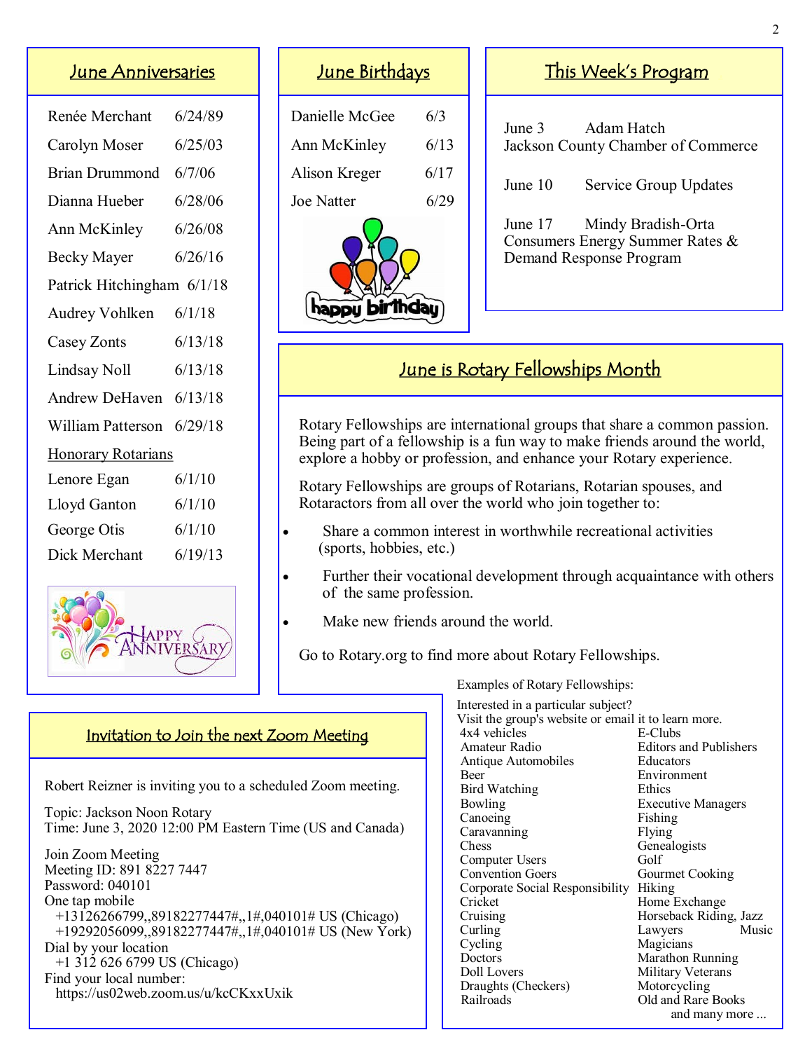## June Anniversaries

| Name | Date |
|---|---|
| Renée Merchant | 6/24/89 |
| Carolyn Moser | 6/25/03 |
| Brian Drummond | 6/7/06 |
| Dianna Hueber | 6/28/06 |
| Ann McKinley | 6/26/08 |
| Becky Mayer | 6/26/16 |
| Patrick Hitchingham | 6/1/18 |
| Audrey Vohlken | 6/1/18 |
| Casey Zonts | 6/13/18 |
| Lindsay Noll | 6/13/18 |
| Andrew DeHaven | 6/13/18 |
| William Patterson | 6/29/18 |

Honorary Rotarians

| Name | Date |
|---|---|
| Lenore Egan | 6/1/10 |
| Lloyd Ganton | 6/1/10 |
| George Otis | 6/1/10 |
| Dick Merchant | 6/19/13 |

## June Birthdays

| Name | Date |
|---|---|
| Danielle McGee | 6/3 |
| Ann McKinley | 6/13 |
| Alison Kreger | 6/17 |
| Joe Natter | 6/29 |

## This Week's Program

June 3 Adam Hatch
Jackson County Chamber of Commerce

June 10 Service Group Updates

June 17 Mindy Bradish-Orta
Consumers Energy Summer Rates & Demand Response Program

## June is Rotary Fellowships Month

Rotary Fellowships are international groups that share a common passion. Being part of a fellowship is a fun way to make friends around the world, explore a hobby or profession, and enhance your Rotary experience.

Rotary Fellowships are groups of Rotarians, Rotarian spouses, and Rotaractors from all over the world who join together to:

- Share a common interest in worthwhile recreational activities (sports, hobbies, etc.)
- Further their vocational development through acquaintance with others of the same profession.
- Make new friends around the world.

Go to Rotary.org to find more about Rotary Fellowships.

Examples of Rotary Fellowships:

Interested in a particular subject?
Visit the group's website or email it to learn more.

4x4 vehicles
Amateur Radio
Antique Automobiles
Beer
Bird Watching
Bowling
Canoeing
Caravanning
Chess
Computer Users
Convention Goers
Corporate Social Responsibility
Cricket
Cruising
Curling
Cycling
Doctors
Doll Lovers
Draughts (Checkers)
Railroads
E-Clubs
Editors and Publishers
Educators
Environment
Ethics
Executive Managers
Fishing
Flying
Genealogists
Golf
Gourmet Cooking
Hiking
Home Exchange
Horseback Riding, Jazz Music
Lawyers
Magicians
Marathon Running
Military Veterans
Motorcycling
Old and Rare Books
and many more ...

## Invitation to Join the next Zoom Meeting

Robert Reizner is inviting you to a scheduled Zoom meeting.

Topic: Jackson Noon Rotary
Time: June 3, 2020 12:00 PM Eastern Time (US and Canada)

Join Zoom Meeting
Meeting ID: 891 8227 7447
Password: 040101
One tap mobile
+13126266799,,89182277447#,,1#,040101# US (Chicago)
+19292056099,,89182277447#,,1#,040101# US (New York)
Dial by your location
+1 312 626 6799 US (Chicago)
Find your local number:
https://us02web.zoom.us/u/kcCKxxUxik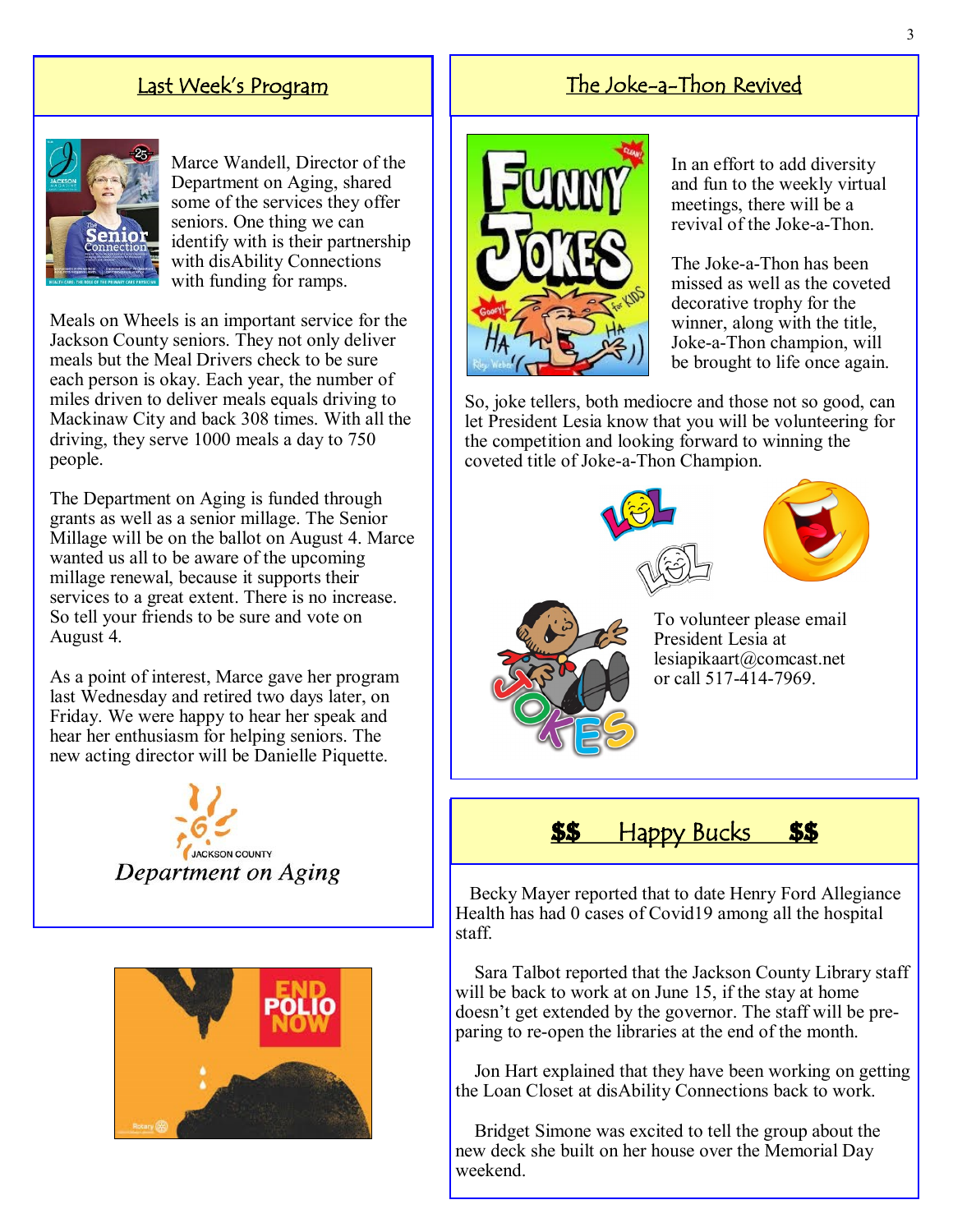## Last Week's Program

Marce Wandell, Director of the Department on Aging, shared some of the services they offer seniors. One thing we can identify with is their partnership with disAbility Connections with funding for ramps.

Meals on Wheels is an important service for the Jackson County seniors. They not only deliver meals but the Meal Drivers check to be sure each person is okay. Each year, the number of miles driven to deliver meals equals driving to Mackinaw City and back 308 times. With all the driving, they serve 1000 meals a day to 750 people.

The Department on Aging is funded through grants as well as a senior millage. The Senior Millage will be on the ballot on August 4. Marce wanted us all to be aware of the upcoming millage renewal, because it supports their services to a great extent. There is no increase. So tell your friends to be sure and vote on August 4.

As a point of interest, Marce gave her program last Wednesday and retired two days later, on Friday. We were happy to hear her speak and hear her enthusiasm for helping seniors. The new acting director will be Danielle Piquette.

JACKSON COUNTY
*Department on Aging*

## The Joke-a-Thon Revived

In an effort to add diversity and fun to the weekly virtual meetings, there will be a revival of the Joke-a-Thon.

The Joke-a-Thon has been missed as well as the coveted decorative trophy for the winner, along with the title, Joke-a-Thon champion, will be brought to life once again.

So, joke tellers, both mediocre and those not so good, can let President Lesia know that you will be volunteering for the competition and looking forward to winning the coveted title of Joke-a-Thon Champion.

To volunteer please email President Lesia at lesiapikaart@comcast.net or call 517-414-7969.

## $$ Happy Bucks $$

Becky Mayer reported that to date Henry Ford Allegiance Health has had 0 cases of Covid19 among all the hospital staff.

Sara Talbot reported that the Jackson County Library staff will be back to work at on June 15, if the stay at home doesn't get extended by the governor. The staff will be preparing to re-open the libraries at the end of the month.

Jon Hart explained that they have been working on getting the Loan Closet at disAbility Connections back to work.

Bridget Simone was excited to tell the group about the new deck she built on her house over the Memorial Day weekend.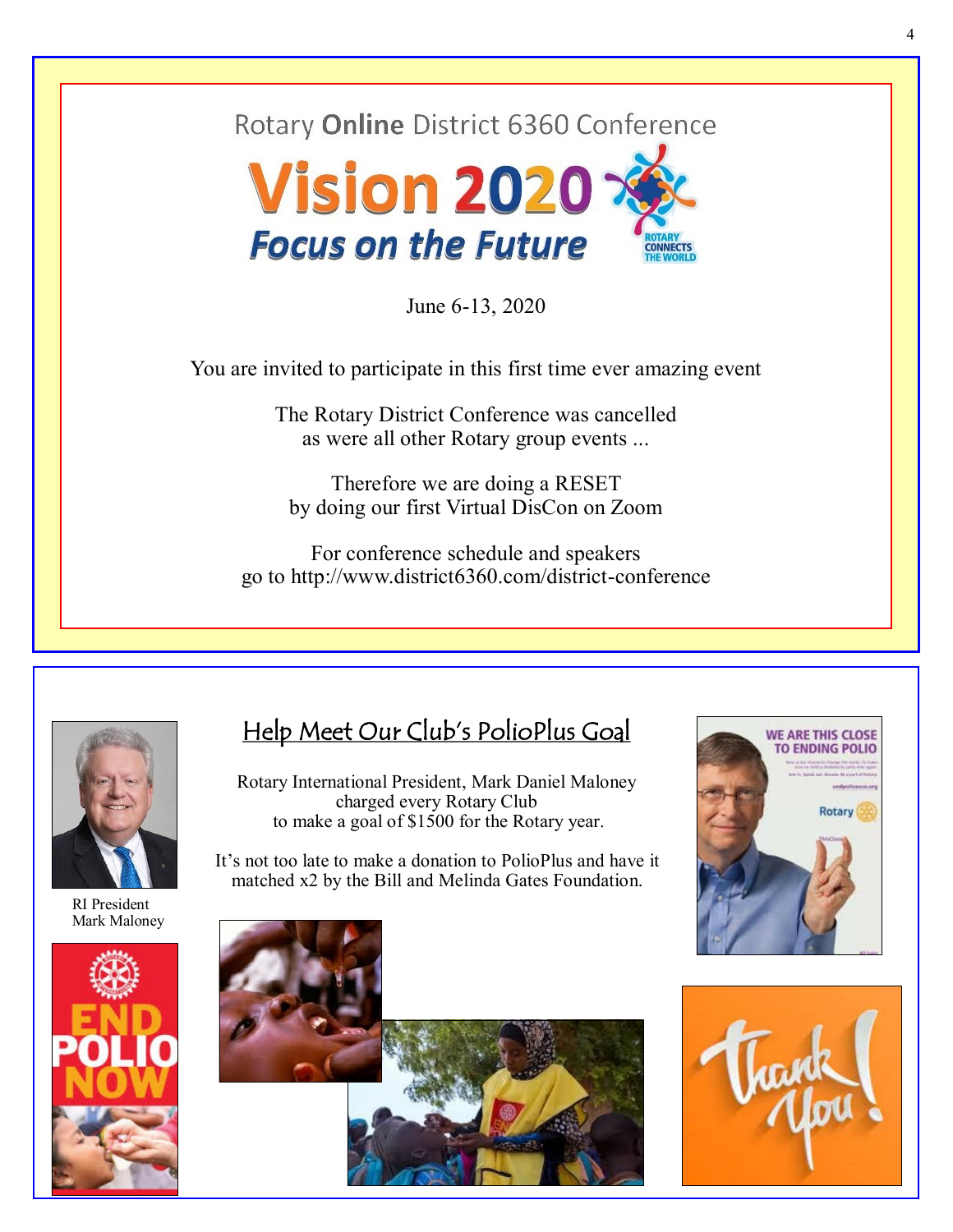Rotary **Online** District 6360 Conference

# Vision 2020

## *Focus on the Future*

ROTARY CONNECTS THE WORLD

June 6-13, 2020

You are invited to participate in this first time ever amazing event

The Rotary District Conference was cancelled
as were all other Rotary group events ...

Therefore we are doing a RESET
by doing our first Virtual DisCon on Zoom

For conference schedule and speakers
go to http://www.district6360.com/district-conference

## Help Meet Our Club's PolioPlus Goal

Rotary International President, Mark Daniel Maloney
charged every Rotary Club
to make a goal of $1500 for the Rotary year.

It's not too late to make a donation to PolioPlus and have it matched x2 by the Bill and Melinda Gates Foundation.

RI President
Mark Maloney

WE ARE THIS CLOSE TO ENDING POLIO

END POLIO NOW

Thank You!